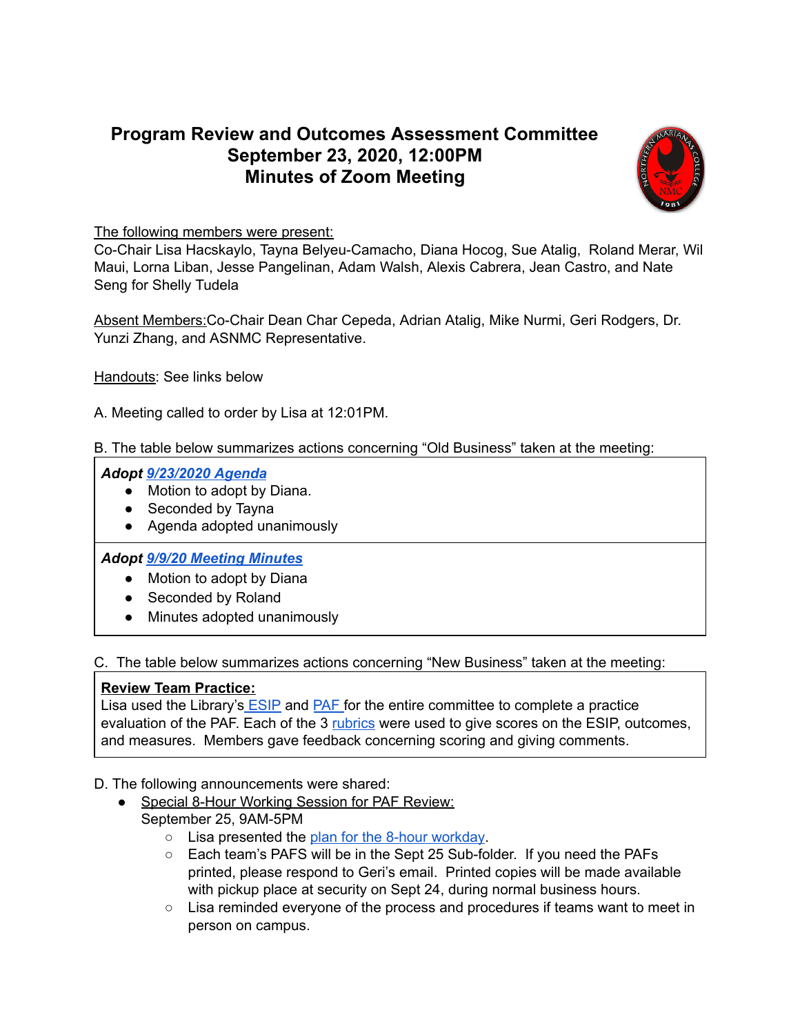# Program Review and Outcomes Assessment Committee
## September 23, 2020, 12:00PM
## Minutes of Zoom Meeting

The following members were present:
Co-Chair Lisa Hacskaylo, Tayna Belyeu-Camacho, Diana Hocog, Sue Atalig, Roland Merar, Wil Maui, Lorna Liban, Jesse Pangelinan, Adam Walsh, Alexis Cabrera, Jean Castro, and Nate Seng for Shelly Tudela

Absent Members: Co-Chair Dean Char Cepeda, Adrian Atalig, Mike Nurmi, Geri Rodgers, Dr. Yunzi Zhang, and ASNMC Representative.

Handouts: See links below

A. Meeting called to order by Lisa at 12:01PM.

B. The table below summarizes actions concerning "Old Business" taken at the meeting:

***Adopt 9/23/2020 Agenda***
- Motion to adopt by Diana.
- Seconded by Tayna
- Agenda adopted unanimously

***Adopt 9/9/20 Meeting Minutes***
- Motion to adopt by Diana
- Seconded by Roland
- Minutes adopted unanimously

C. The table below summarizes actions concerning "New Business" taken at the meeting:

**Review Team Practice:**
Lisa used the Library's ESIP and PAF for the entire committee to complete a practice evaluation of the PAF. Each of the 3 rubrics were used to give scores on the ESIP, outcomes, and measures. Members gave feedback concerning scoring and giving comments.

D. The following announcements were shared:
- Special 8-Hour Working Session for PAF Review:
  September 25, 9AM-5PM
  - Lisa presented the plan for the 8-hour workday.
  - Each team's PAFS will be in the Sept 25 Sub-folder. If you need the PAFs printed, please respond to Geri's email. Printed copies will be made available with pickup place at security on Sept 24, during normal business hours.
  - Lisa reminded everyone of the process and procedures if teams want to meet in person on campus.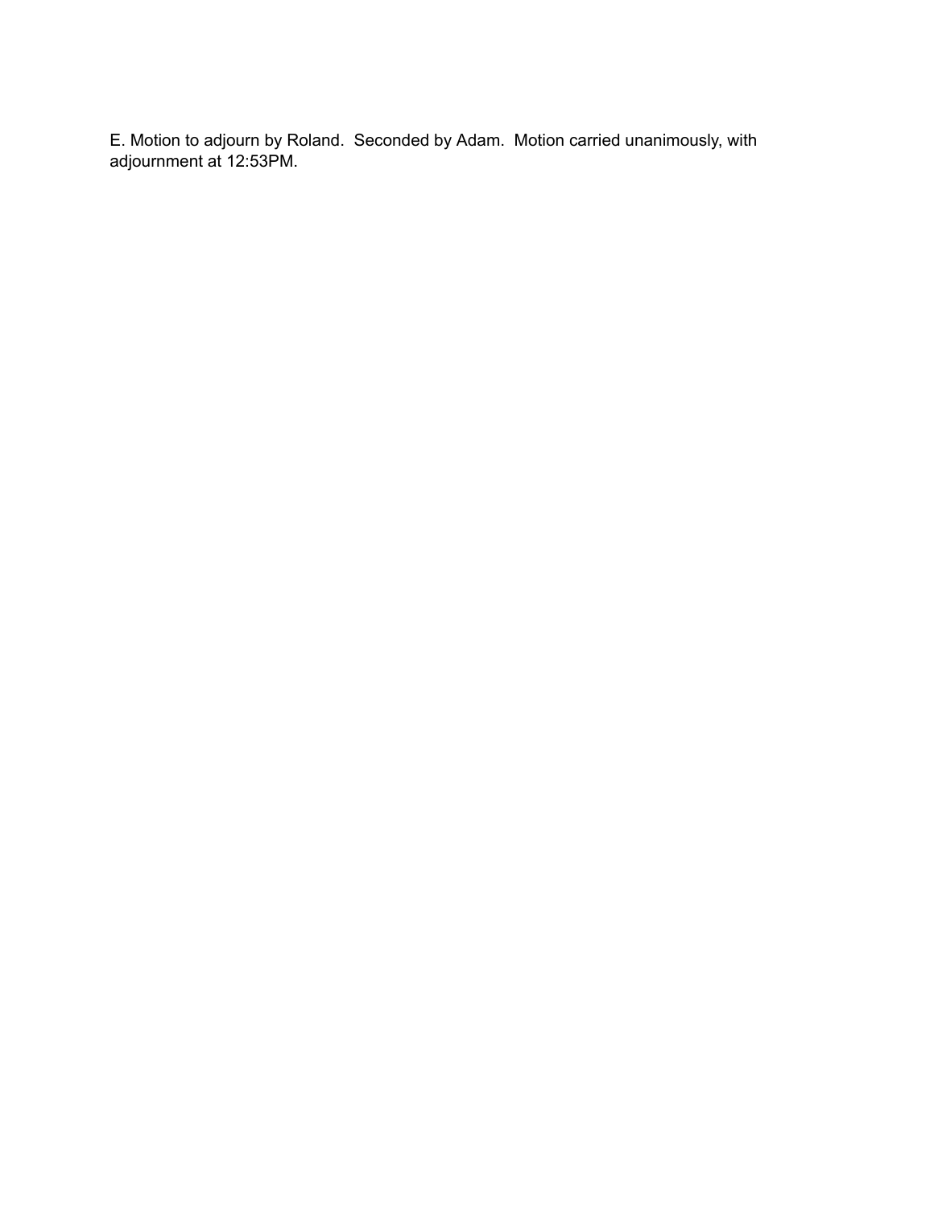E. Motion to adjourn by Roland. Seconded by Adam. Motion carried unanimously, with adjournment at 12:53PM.